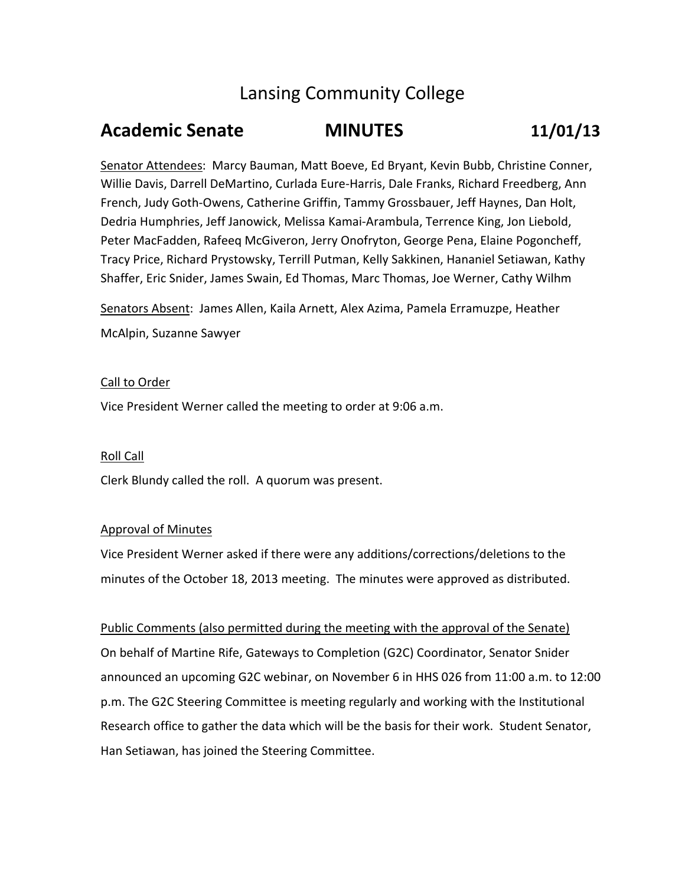# Lansing Community College

## Academic Senate MINUTES 11/01/13

Senator Attendees: Marcy Bauman, Matt Boeve, Ed Bryant, Kevin Bubb, Christine Conner, Willie Davis, Darrell DeMartino, Curlada Eure-Harris, Dale Franks, Richard Freedberg, Ann French, Judy Goth-Owens, Catherine Griffin, Tammy Grossbauer, Jeff Haynes, Dan Holt, Dedria Humphries, Jeff Janowick, Melissa Kamai-Arambula, Terrence King, Jon Liebold, Peter MacFadden, Rafeeq McGiveron, Jerry Onofryton, George Pena, Elaine Pogoncheff, Tracy Price, Richard Prystowsky, Terrill Putman, Kelly Sakkinen, Hananiel Setiawan, Kathy Shaffer, Eric Snider, James Swain, Ed Thomas, Marc Thomas, Joe Werner, Cathy Wilhm

Senators Absent: James Allen, Kaila Arnett, Alex Azima, Pamela Erramuzpe, Heather McAlpin, Suzanne Sawyer

Call to Order

Vice President Werner called the meeting to order at 9:06 a.m.

Roll Call

Clerk Blundy called the roll. A quorum was present.

Approval of Minutes

Vice President Werner asked if there were any additions/corrections/deletions to the minutes of the October 18, 2013 meeting. The minutes were approved as distributed.

Public Comments (also permitted during the meeting with the approval of the Senate)

On behalf of Martine Rife, Gateways to Completion (G2C) Coordinator, Senator Snider announced an upcoming G2C webinar, on November 6 in HHS 026 from 11:00 a.m. to 12:00 p.m. The G2C Steering Committee is meeting regularly and working with the Institutional Research office to gather the data which will be the basis for their work. Student Senator, Han Setiawan, has joined the Steering Committee.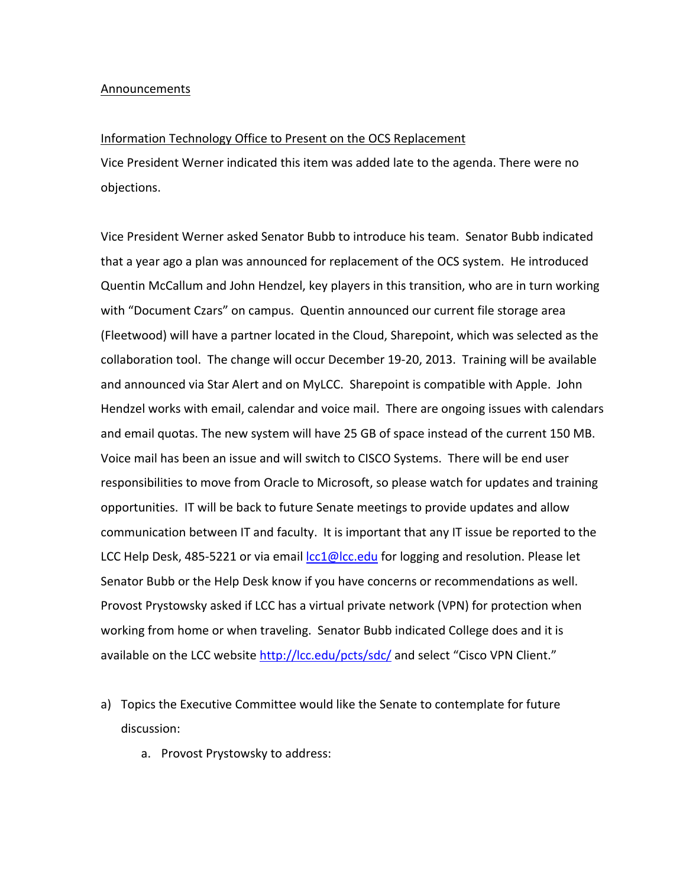Announcements

Information Technology Office to Present on the OCS Replacement

Vice President Werner indicated this item was added late to the agenda. There were no objections.

Vice President Werner asked Senator Bubb to introduce his team. Senator Bubb indicated that a year ago a plan was announced for replacement of the OCS system. He introduced Quentin McCallum and John Hendzel, key players in this transition, who are in turn working with "Document Czars" on campus. Quentin announced our current file storage area (Fleetwood) will have a partner located in the Cloud, Sharepoint, which was selected as the collaboration tool. The change will occur December 19-20, 2013. Training will be available and announced via Star Alert and on MyLCC. Sharepoint is compatible with Apple. John Hendzel works with email, calendar and voice mail. There are ongoing issues with calendars and email quotas. The new system will have 25 GB of space instead of the current 150 MB. Voice mail has been an issue and will switch to CISCO Systems. There will be end user responsibilities to move from Oracle to Microsoft, so please watch for updates and training opportunities. IT will be back to future Senate meetings to provide updates and allow communication between IT and faculty. It is important that any IT issue be reported to the LCC Help Desk, 485-5221 or via email lcc1@lcc.edu for logging and resolution. Please let Senator Bubb or the Help Desk know if you have concerns or recommendations as well. Provost Prystowsky asked if LCC has a virtual private network (VPN) for protection when working from home or when traveling. Senator Bubb indicated College does and it is available on the LCC website http://lcc.edu/pcts/sdc/ and select "Cisco VPN Client."

a) Topics the Executive Committee would like the Senate to contemplate for future discussion:
    a. Provost Prystowsky to address: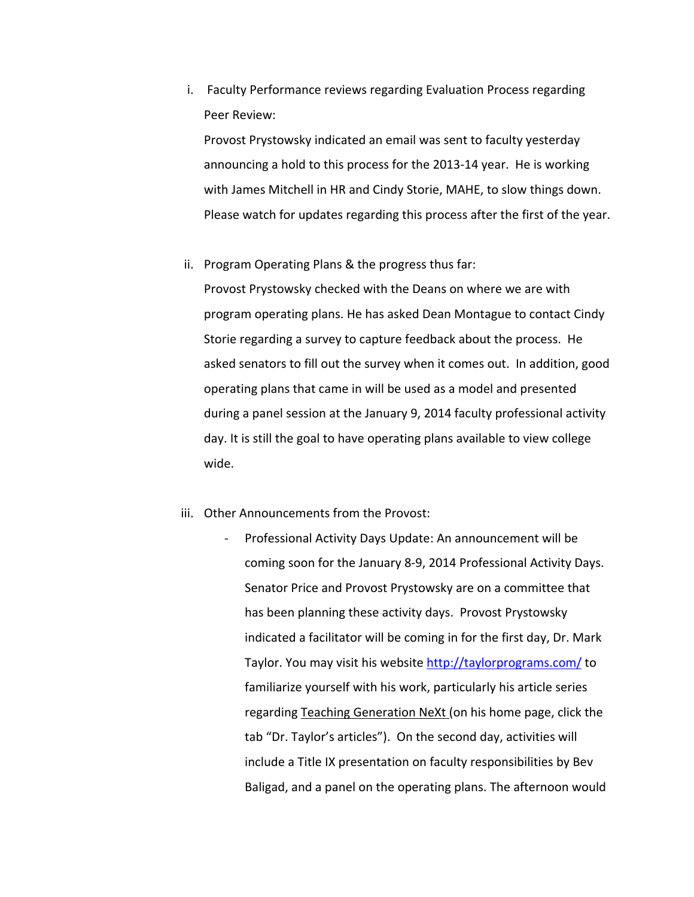i. Faculty Performance reviews regarding Evaluation Process regarding Peer Review:

   Provost Prystowsky indicated an email was sent to faculty yesterday announcing a hold to this process for the 2013-14 year. He is working with James Mitchell in HR and Cindy Storie, MAHE, to slow things down. Please watch for updates regarding this process after the first of the year.

ii. Program Operating Plans & the progress thus far:

   Provost Prystowsky checked with the Deans on where we are with program operating plans. He has asked Dean Montague to contact Cindy Storie regarding a survey to capture feedback about the process. He asked senators to fill out the survey when it comes out. In addition, good operating plans that came in will be used as a model and presented during a panel session at the January 9, 2014 faculty professional activity day. It is still the goal to have operating plans available to view college wide.

iii. Other Announcements from the Provost:

   - Professional Activity Days Update: An announcement will be coming soon for the January 8-9, 2014 Professional Activity Days. Senator Price and Provost Prystowsky are on a committee that has been planning these activity days. Provost Prystowsky indicated a facilitator will be coming in for the first day, Dr. Mark Taylor. You may visit his website [http://taylorprograms.com/](http://taylorprograms.com/) to familiarize yourself with his work, particularly his article series regarding Teaching Generation NeXt (on his home page, click the tab "Dr. Taylor's articles"). On the second day, activities will include a Title IX presentation on faculty responsibilities by Bev Baligad, and a panel on the operating plans. The afternoon would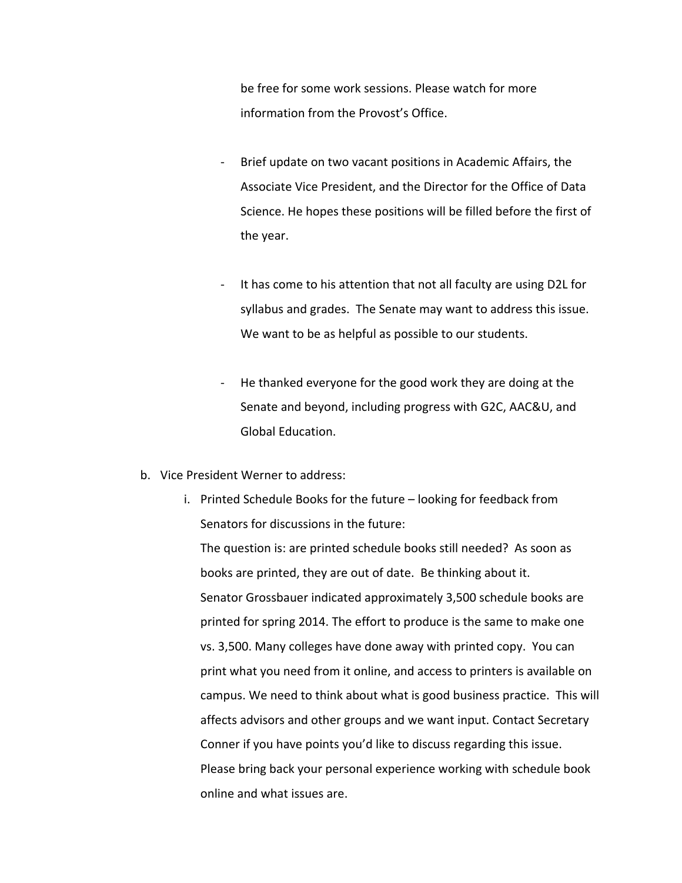be free for some work sessions. Please watch for more information from the Provost's Office.

- Brief update on two vacant positions in Academic Affairs, the Associate Vice President, and the Director for the Office of Data Science. He hopes these positions will be filled before the first of the year.

- It has come to his attention that not all faculty are using D2L for syllabus and grades. The Senate may want to address this issue. We want to be as helpful as possible to our students.

- He thanked everyone for the good work they are doing at the Senate and beyond, including progress with G2C, AAC&U, and Global Education.

b. Vice President Werner to address:

   i. Printed Schedule Books for the future – looking for feedback from Senators for discussions in the future:
   The question is: are printed schedule books still needed? As soon as books are printed, they are out of date. Be thinking about it.
   Senator Grossbauer indicated approximately 3,500 schedule books are printed for spring 2014. The effort to produce is the same to make one vs. 3,500. Many colleges have done away with printed copy. You can print what you need from it online, and access to printers is available on campus. We need to think about what is good business practice. This will affects advisors and other groups and we want input. Contact Secretary Conner if you have points you'd like to discuss regarding this issue. Please bring back your personal experience working with schedule book online and what issues are.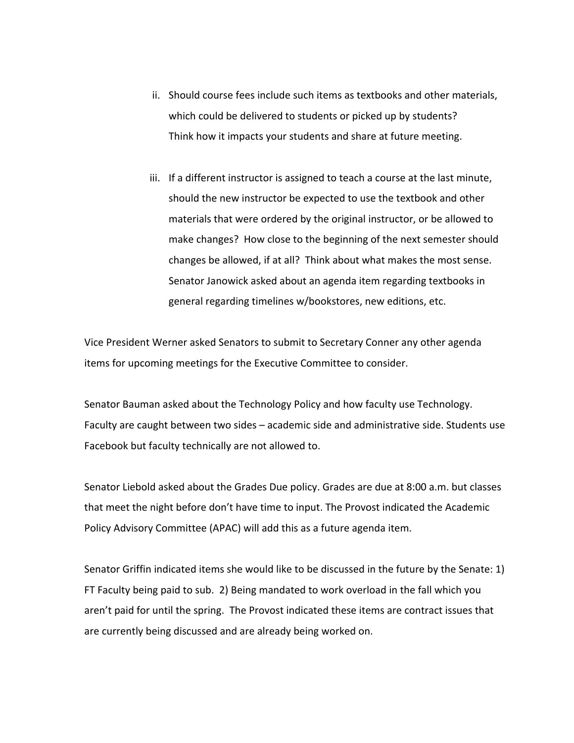ii. Should course fees include such items as textbooks and other materials, which could be delivered to students or picked up by students? Think how it impacts your students and share at future meeting.

iii. If a different instructor is assigned to teach a course at the last minute, should the new instructor be expected to use the textbook and other materials that were ordered by the original instructor, or be allowed to make changes? How close to the beginning of the next semester should changes be allowed, if at all? Think about what makes the most sense. Senator Janowick asked about an agenda item regarding textbooks in general regarding timelines w/bookstores, new editions, etc.

Vice President Werner asked Senators to submit to Secretary Conner any other agenda items for upcoming meetings for the Executive Committee to consider.

Senator Bauman asked about the Technology Policy and how faculty use Technology. Faculty are caught between two sides – academic side and administrative side. Students use Facebook but faculty technically are not allowed to.

Senator Liebold asked about the Grades Due policy. Grades are due at 8:00 a.m. but classes that meet the night before don't have time to input. The Provost indicated the Academic Policy Advisory Committee (APAC) will add this as a future agenda item.

Senator Griffin indicated items she would like to be discussed in the future by the Senate: 1) FT Faculty being paid to sub. 2) Being mandated to work overload in the fall which you aren't paid for until the spring. The Provost indicated these items are contract issues that are currently being discussed and are already being worked on.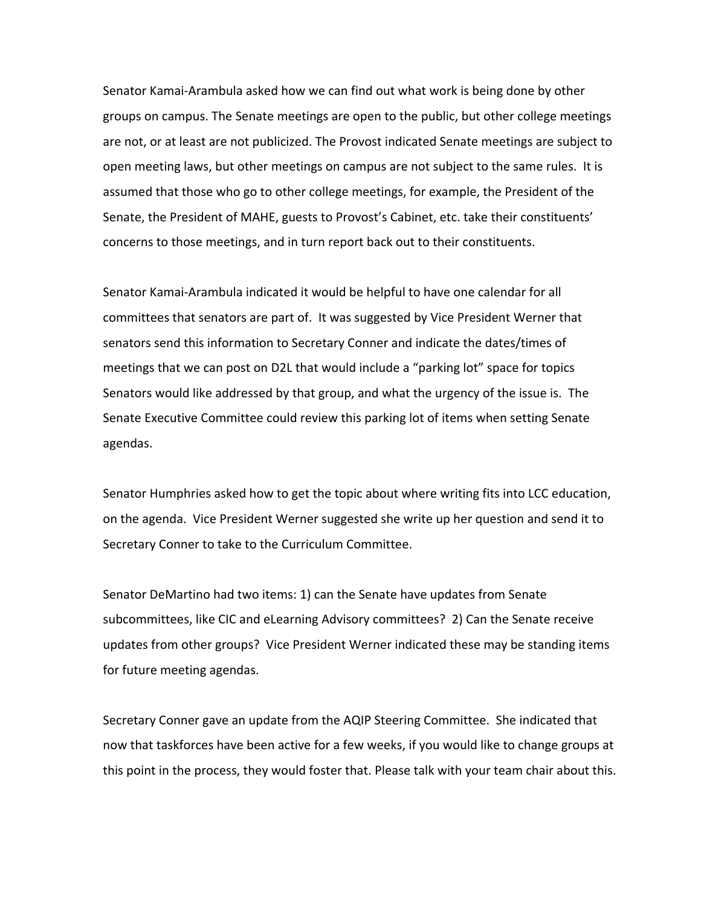Senator Kamai-Arambula asked how we can find out what work is being done by other groups on campus. The Senate meetings are open to the public, but other college meetings are not, or at least are not publicized. The Provost indicated Senate meetings are subject to open meeting laws, but other meetings on campus are not subject to the same rules. It is assumed that those who go to other college meetings, for example, the President of the Senate, the President of MAHE, guests to Provost's Cabinet, etc. take their constituents' concerns to those meetings, and in turn report back out to their constituents.

Senator Kamai-Arambula indicated it would be helpful to have one calendar for all committees that senators are part of. It was suggested by Vice President Werner that senators send this information to Secretary Conner and indicate the dates/times of meetings that we can post on D2L that would include a "parking lot" space for topics Senators would like addressed by that group, and what the urgency of the issue is. The Senate Executive Committee could review this parking lot of items when setting Senate agendas.

Senator Humphries asked how to get the topic about where writing fits into LCC education, on the agenda. Vice President Werner suggested she write up her question and send it to Secretary Conner to take to the Curriculum Committee.

Senator DeMartino had two items: 1) can the Senate have updates from Senate subcommittees, like CIC and eLearning Advisory committees? 2) Can the Senate receive updates from other groups? Vice President Werner indicated these may be standing items for future meeting agendas.

Secretary Conner gave an update from the AQIP Steering Committee. She indicated that now that taskforces have been active for a few weeks, if you would like to change groups at this point in the process, they would foster that. Please talk with your team chair about this.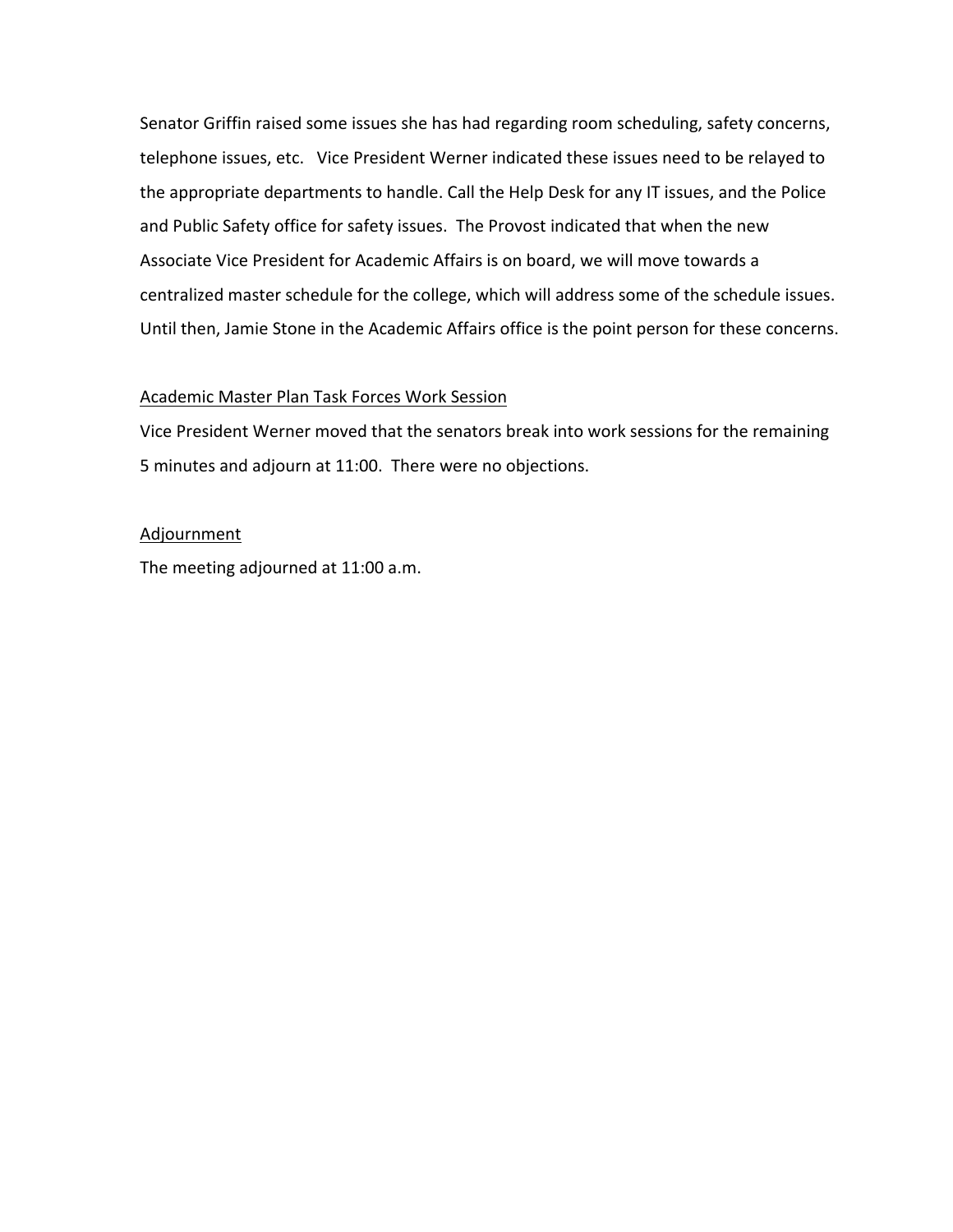Senator Griffin raised some issues she has had regarding room scheduling, safety concerns, telephone issues, etc. Vice President Werner indicated these issues need to be relayed to the appropriate departments to handle. Call the Help Desk for any IT issues, and the Police and Public Safety office for safety issues. The Provost indicated that when the new Associate Vice President for Academic Affairs is on board, we will move towards a centralized master schedule for the college, which will address some of the schedule issues. Until then, Jamie Stone in the Academic Affairs office is the point person for these concerns.

<u>Academic Master Plan Task Forces Work Session</u>

Vice President Werner moved that the senators break into work sessions for the remaining 5 minutes and adjourn at 11:00. There were no objections.

<u>Adjournment</u>

The meeting adjourned at 11:00 a.m.